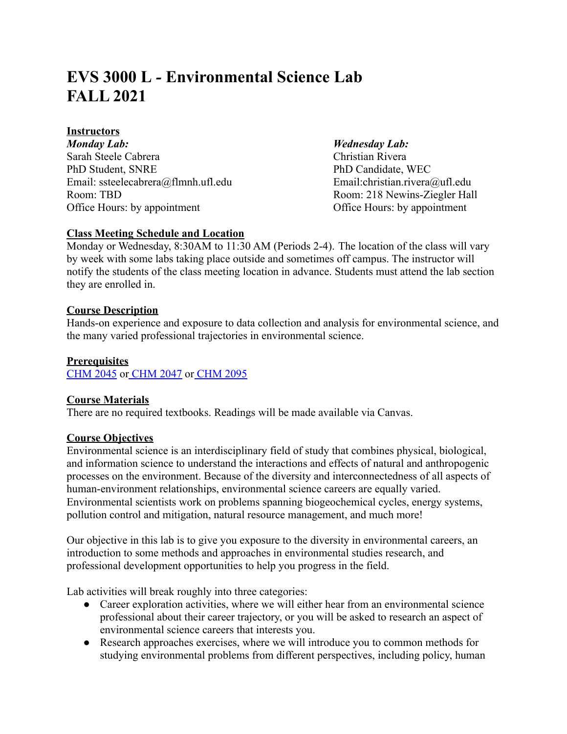# EVS 3000 L - Environmental Science Lab
# FALL 2021

**Instructors**

***Monday Lab:***
Sarah Steele Cabrera
PhD Student, SNRE
Email: ssteelecabrera@flmnh.ufl.edu
Room: TBD
Office Hours: by appointment

***Wednesday Lab:***
Christian Rivera
PhD Candidate, WEC
Email:christian.rivera@ufl.edu
Room: 218 Newins-Ziegler Hall
Office Hours: by appointment

**Class Meeting Schedule and Location**

Monday or Wednesday, 8:30AM to 11:30 AM (Periods 2-4). The location of the class will vary by week with some labs taking place outside and sometimes off campus. The instructor will notify the students of the class meeting location in advance. Students must attend the lab section they are enrolled in.

**Course Description**

Hands-on experience and exposure to data collection and analysis for environmental science, and the many varied professional trajectories in environmental science.

**Prerequisites**

CHM 2045 or CHM 2047 or CHM 2095

**Course Materials**

There are no required textbooks. Readings will be made available via Canvas.

**Course Objectives**

Environmental science is an interdisciplinary field of study that combines physical, biological, and information science to understand the interactions and effects of natural and anthropogenic processes on the environment. Because of the diversity and interconnectedness of all aspects of human-environment relationships, environmental science careers are equally varied. Environmental scientists work on problems spanning biogeochemical cycles, energy systems, pollution control and mitigation, natural resource management, and much more!

Our objective in this lab is to give you exposure to the diversity in environmental careers, an introduction to some methods and approaches in environmental studies research, and professional development opportunities to help you progress in the field.

Lab activities will break roughly into three categories:

- Career exploration activities, where we will either hear from an environmental science professional about their career trajectory, or you will be asked to research an aspect of environmental science careers that interests you.
- Research approaches exercises, where we will introduce you to common methods for studying environmental problems from different perspectives, including policy, human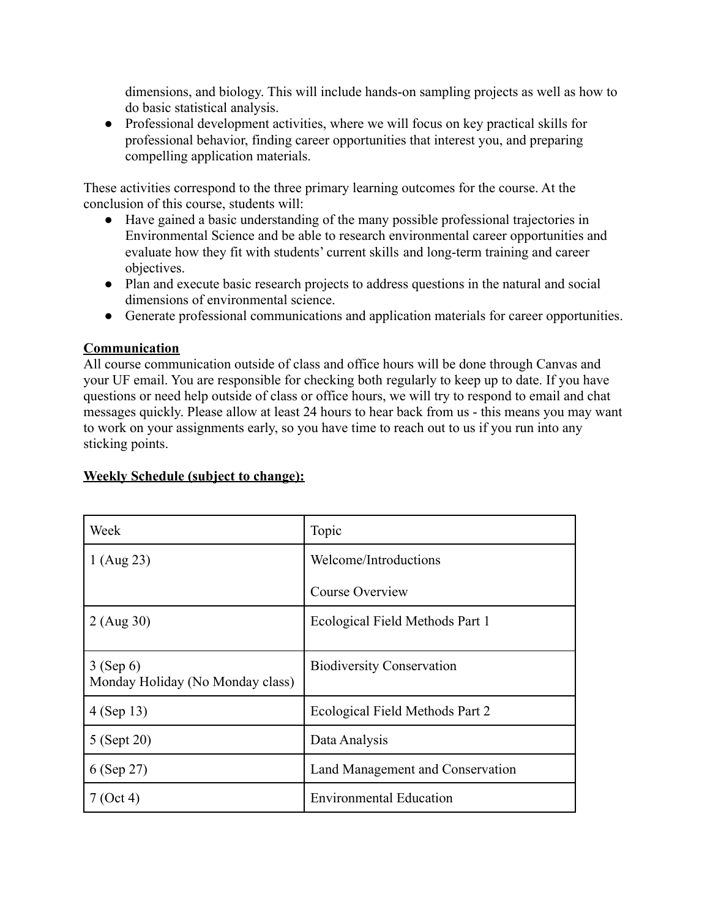dimensions, and biology. This will include hands-on sampling projects as well as how to do basic statistical analysis.

- Professional development activities, where we will focus on key practical skills for professional behavior, finding career opportunities that interest you, and preparing compelling application materials.

These activities correspond to the three primary learning outcomes for the course. At the conclusion of this course, students will:

- Have gained a basic understanding of the many possible professional trajectories in Environmental Science and be able to research environmental career opportunities and evaluate how they fit with students' current skills and long-term training and career objectives.
- Plan and execute basic research projects to address questions in the natural and social dimensions of environmental science.
- Generate professional communications and application materials for career opportunities.

**Communication**

All course communication outside of class and office hours will be done through Canvas and your UF email. You are responsible for checking both regularly to keep up to date. If you have questions or need help outside of class or office hours, we will try to respond to email and chat messages quickly. Please allow at least 24 hours to hear back from us - this means you may want to work on your assignments early, so you have time to reach out to us if you run into any sticking points.

**Weekly Schedule (subject to change):**

| Week | Topic |
| --- | --- |
| 1 (Aug 23) | Welcome/Introductions<br><br>Course Overview |
| 2 (Aug 30) | Ecological Field Methods Part 1 |
| 3 (Sep 6)<br>Monday Holiday (No Monday class) | Biodiversity Conservation |
| 4 (Sep 13) | Ecological Field Methods Part 2 |
| 5 (Sept 20) | Data Analysis |
| 6 (Sep 27) | Land Management and Conservation |
| 7 (Oct 4) | Environmental Education |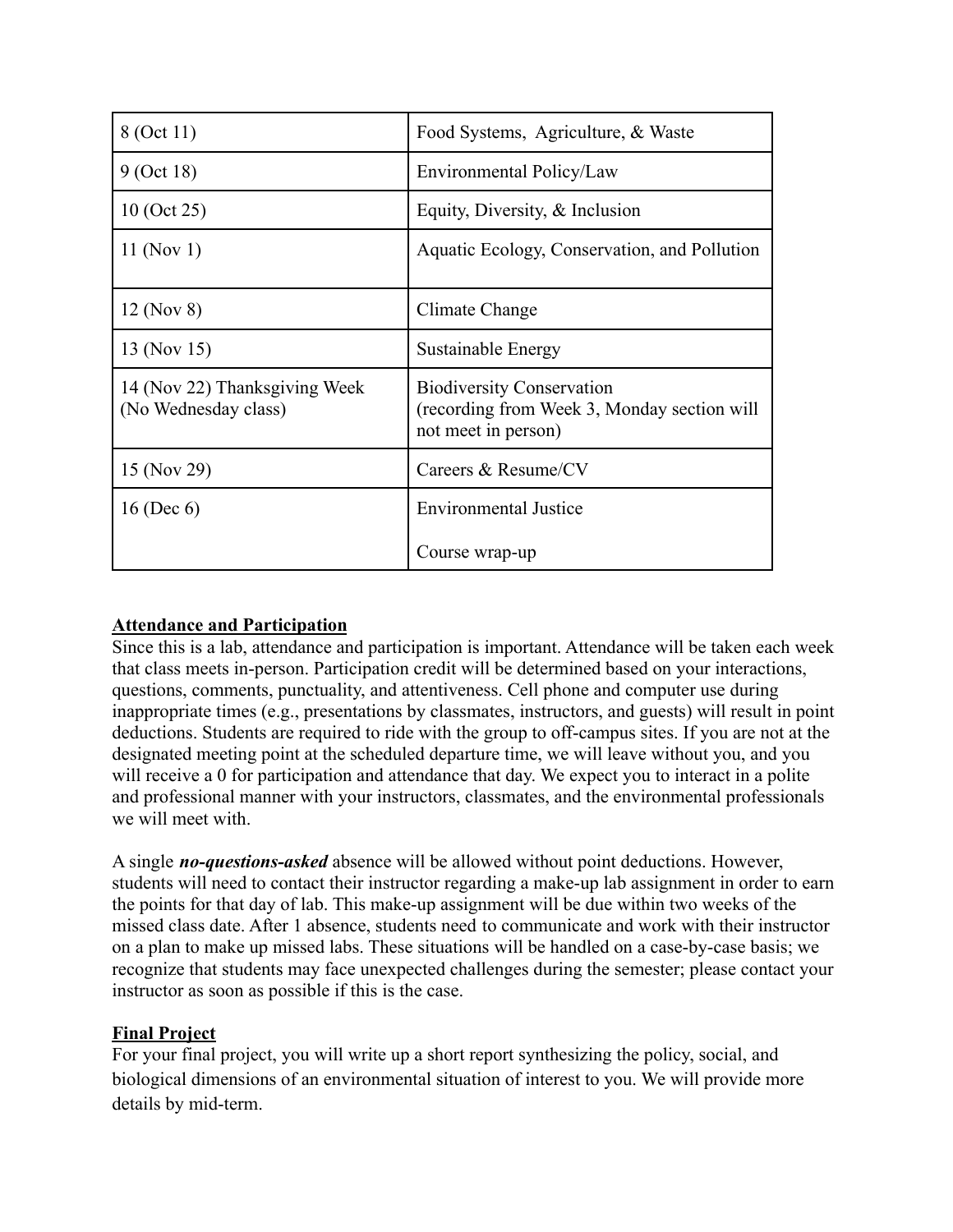| 8 (Oct 11) | Food Systems,  Agriculture, & Waste |
|---|---|
| 9 (Oct 18) | Environmental Policy/Law |
| 10 (Oct 25) | Equity, Diversity, & Inclusion |
| 11 (Nov 1) | Aquatic Ecology, Conservation, and Pollution |
| 12 (Nov 8) | Climate Change |
| 13 (Nov 15) | Sustainable Energy |
| 14 (Nov 22) Thanksgiving Week (No Wednesday class) | Biodiversity Conservation (recording from Week 3, Monday section will not meet in person) |
| 15 (Nov 29) | Careers & Resume/CV |
| 16 (Dec 6) | Environmental Justice<br><br>Course wrap-up |

## Attendance and Participation

Since this is a lab, attendance and participation is important. Attendance will be taken each week that class meets in-person. Participation credit will be determined based on your interactions, questions, comments, punctuality, and attentiveness. Cell phone and computer use during inappropriate times (e.g., presentations by classmates, instructors, and guests) will result in point deductions. Students are required to ride with the group to off-campus sites. If you are not at the designated meeting point at the scheduled departure time, we will leave without you, and you will receive a 0 for participation and attendance that day. We expect you to interact in a polite and professional manner with your instructors, classmates, and the environmental professionals we will meet with.

A single ***no-questions-asked*** absence will be allowed without point deductions. However, students will need to contact their instructor regarding a make-up lab assignment in order to earn the points for that day of lab. This make-up assignment will be due within two weeks of the missed class date. After 1 absence, students need to communicate and work with their instructor on a plan to make up missed labs. These situations will be handled on a case-by-case basis; we recognize that students may face unexpected challenges during the semester; please contact your instructor as soon as possible if this is the case.

## Final Project

For your final project, you will write up a short report synthesizing the policy, social, and biological dimensions of an environmental situation of interest to you. We will provide more details by mid-term.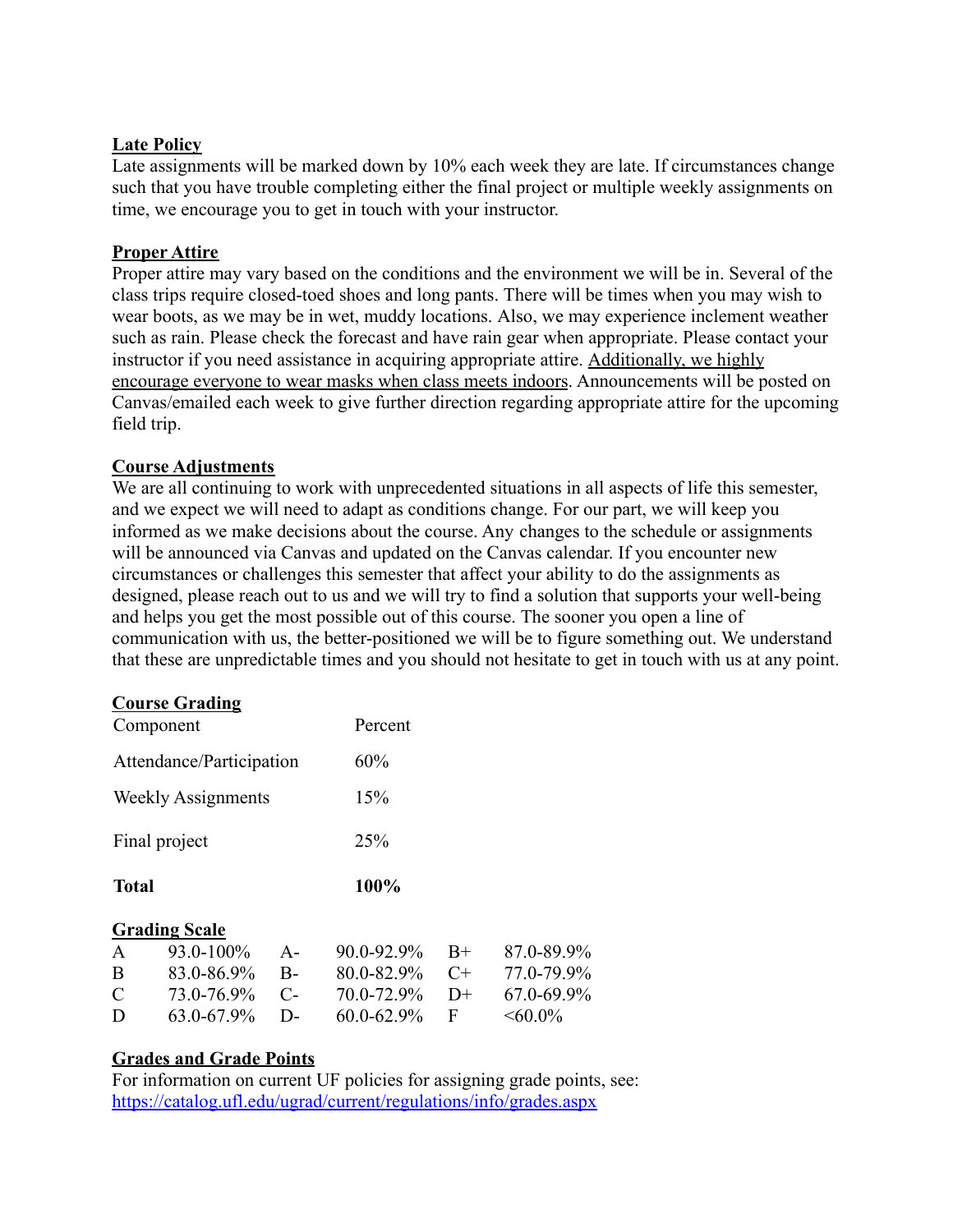**Late Policy**

Late assignments will be marked down by 10% each week they are late. If circumstances change such that you have trouble completing either the final project or multiple weekly assignments on time, we encourage you to get in touch with your instructor.

**Proper Attire**

Proper attire may vary based on the conditions and the environment we will be in. Several of the class trips require closed-toed shoes and long pants. There will be times when you may wish to wear boots, as we may be in wet, muddy locations. Also, we may experience inclement weather such as rain. Please check the forecast and have rain gear when appropriate. Please contact your instructor if you need assistance in acquiring appropriate attire. Additionally, we highly encourage everyone to wear masks when class meets indoors. Announcements will be posted on Canvas/emailed each week to give further direction regarding appropriate attire for the upcoming field trip.

**Course Adjustments**

We are all continuing to work with unprecedented situations in all aspects of life this semester, and we expect we will need to adapt as conditions change. For our part, we will keep you informed as we make decisions about the course. Any changes to the schedule or assignments will be announced via Canvas and updated on the Canvas calendar. If you encounter new circumstances or challenges this semester that affect your ability to do the assignments as designed, please reach out to us and we will try to find a solution that supports your well-being and helps you get the most possible out of this course. The sooner you open a line of communication with us, the better-positioned we will be to figure something out. We understand that these are unpredictable times and you should not hesitate to get in touch with us at any point.

**Course Grading**

| Component | Percent |
|---|---|
| Attendance/Participation | 60% |
| Weekly Assignments | 15% |
| Final project | 25% |
| **Total** | **100%** |

**Grading Scale**

| | | | | | |
|---|---|---|---|---|---|
| A | 93.0-100% | A- | 90.0-92.9% | B+ | 87.0-89.9% |
| B | 83.0-86.9% | B- | 80.0-82.9% | C+ | 77.0-79.9% |
| C | 73.0-76.9% | C- | 70.0-72.9% | D+ | 67.0-69.9% |
| D | 63.0-67.9% | D- | 60.0-62.9% | F | <60.0% |

**Grades and Grade Points**

For information on current UF policies for assigning grade points, see: https://catalog.ufl.edu/ugrad/current/regulations/info/grades.aspx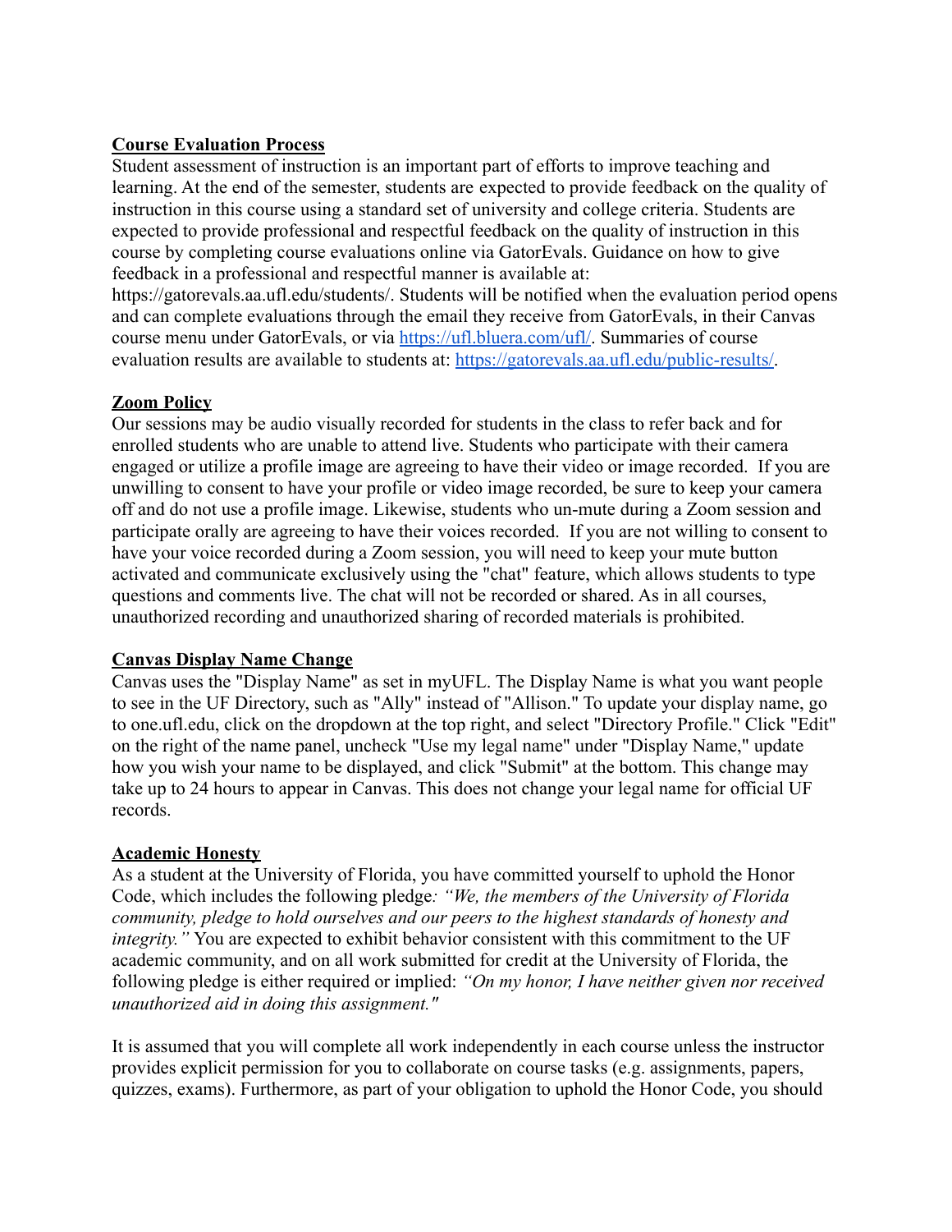**Course Evaluation Process**

Student assessment of instruction is an important part of efforts to improve teaching and learning. At the end of the semester, students are expected to provide feedback on the quality of instruction in this course using a standard set of university and college criteria. Students are expected to provide professional and respectful feedback on the quality of instruction in this course by completing course evaluations online via GatorEvals. Guidance on how to give feedback in a professional and respectful manner is available at: https://gatorevals.aa.ufl.edu/students/. Students will be notified when the evaluation period opens and can complete evaluations through the email they receive from GatorEvals, in their Canvas course menu under GatorEvals, or via [https://ufl.bluera.com/ufl/](https://ufl.bluera.com/ufl/). Summaries of course evaluation results are available to students at: [https://gatorevals.aa.ufl.edu/public-results/](https://gatorevals.aa.ufl.edu/public-results/).

**Zoom Policy**

Our sessions may be audio visually recorded for students in the class to refer back and for enrolled students who are unable to attend live. Students who participate with their camera engaged or utilize a profile image are agreeing to have their video or image recorded. If you are unwilling to consent to have your profile or video image recorded, be sure to keep your camera off and do not use a profile image. Likewise, students who un-mute during a Zoom session and participate orally are agreeing to have their voices recorded. If you are not willing to consent to have your voice recorded during a Zoom session, you will need to keep your mute button activated and communicate exclusively using the "chat" feature, which allows students to type questions and comments live. The chat will not be recorded or shared. As in all courses, unauthorized recording and unauthorized sharing of recorded materials is prohibited.

**Canvas Display Name Change**

Canvas uses the "Display Name" as set in myUFL. The Display Name is what you want people to see in the UF Directory, such as "Ally" instead of "Allison." To update your display name, go to one.ufl.edu, click on the dropdown at the top right, and select "Directory Profile." Click "Edit" on the right of the name panel, uncheck "Use my legal name" under "Display Name," update how you wish your name to be displayed, and click "Submit" at the bottom. This change may take up to 24 hours to appear in Canvas. This does not change your legal name for official UF records.

**Academic Honesty**

As a student at the University of Florida, you have committed yourself to uphold the Honor Code, which includes the following pledge*: "We, the members of the University of Florida community, pledge to hold ourselves and our peers to the highest standards of honesty and integrity."* You are expected to exhibit behavior consistent with this commitment to the UF academic community, and on all work submitted for credit at the University of Florida, the following pledge is either required or implied: *"On my honor, I have neither given nor received unauthorized aid in doing this assignment."*

It is assumed that you will complete all work independently in each course unless the instructor provides explicit permission for you to collaborate on course tasks (e.g. assignments, papers, quizzes, exams). Furthermore, as part of your obligation to uphold the Honor Code, you should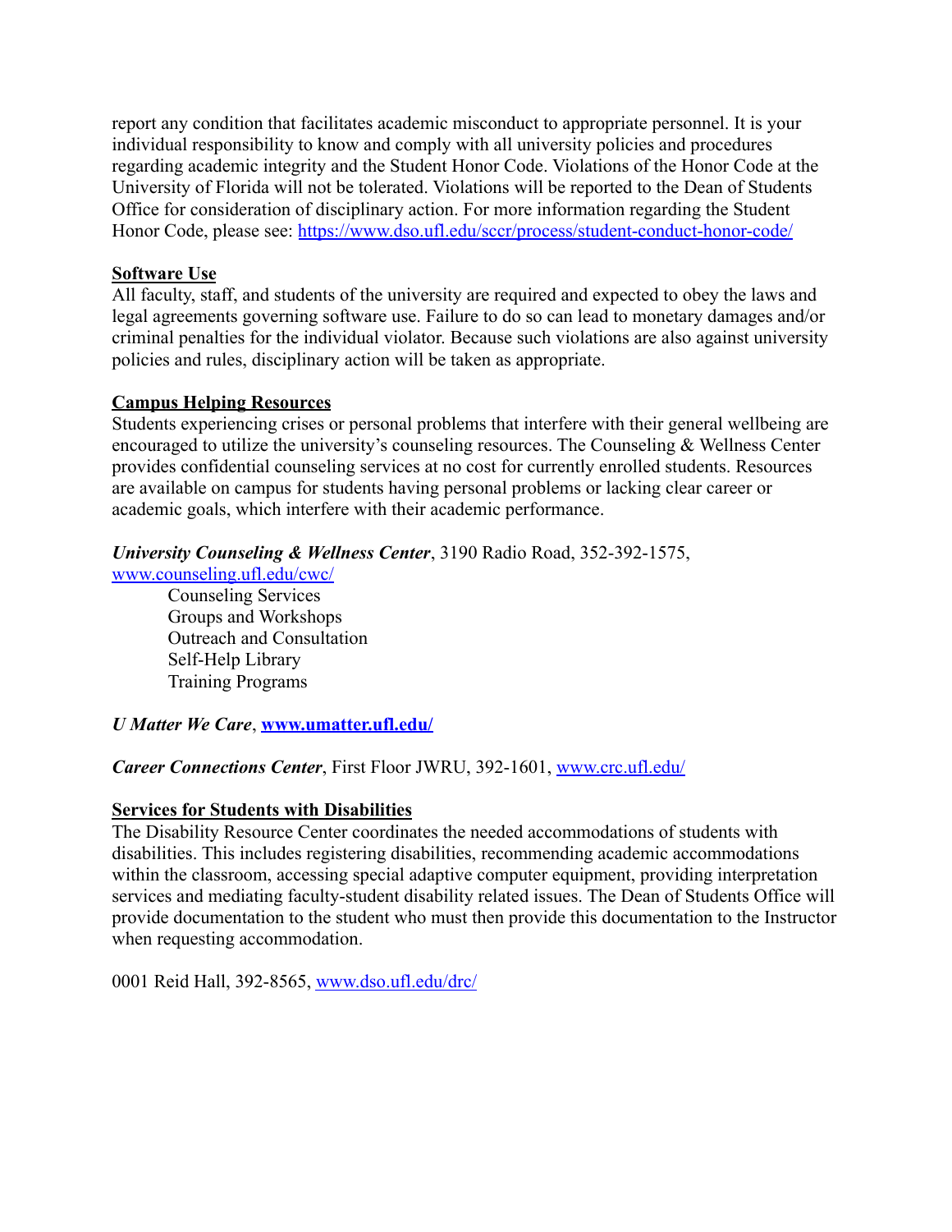report any condition that facilitates academic misconduct to appropriate personnel. It is your individual responsibility to know and comply with all university policies and procedures regarding academic integrity and the Student Honor Code. Violations of the Honor Code at the University of Florida will not be tolerated. Violations will be reported to the Dean of Students Office for consideration of disciplinary action. For more information regarding the Student Honor Code, please see: https://www.dso.ufl.edu/sccr/process/student-conduct-honor-code/

**Software Use**

All faculty, staff, and students of the university are required and expected to obey the laws and legal agreements governing software use. Failure to do so can lead to monetary damages and/or criminal penalties for the individual violator. Because such violations are also against university policies and rules, disciplinary action will be taken as appropriate.

**Campus Helping Resources**

Students experiencing crises or personal problems that interfere with their general wellbeing are encouraged to utilize the university's counseling resources. The Counseling & Wellness Center provides confidential counseling services at no cost for currently enrolled students. Resources are available on campus for students having personal problems or lacking clear career or academic goals, which interfere with their academic performance.

***University Counseling & Wellness Center***, 3190 Radio Road, 352-392-1575, www.counseling.ufl.edu/cwc/

- Counseling Services
- Groups and Workshops
- Outreach and Consultation
- Self-Help Library
- Training Programs

***U Matter We Care***, **www.umatter.ufl.edu/**

***Career Connections Center***, First Floor JWRU, 392-1601, www.crc.ufl.edu/

**Services for Students with Disabilities**

The Disability Resource Center coordinates the needed accommodations of students with disabilities. This includes registering disabilities, recommending academic accommodations within the classroom, accessing special adaptive computer equipment, providing interpretation services and mediating faculty-student disability related issues. The Dean of Students Office will provide documentation to the student who must then provide this documentation to the Instructor when requesting accommodation.

0001 Reid Hall, 392-8565, www.dso.ufl.edu/drc/